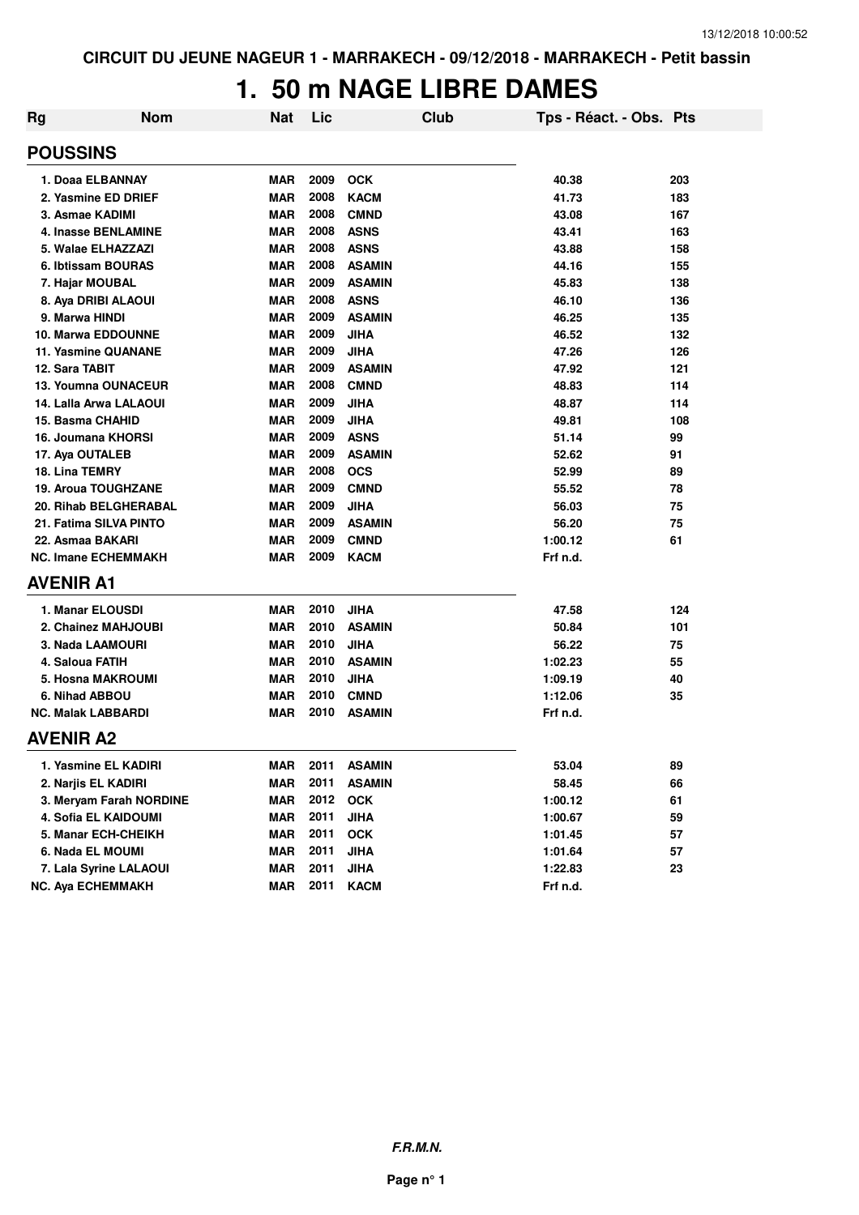CIRCUIT DU JEUNE NAGEUR 1 - MARRAKECH - 09/12/2018 - MARRAKECH - Petit bassin

# 1. 50 m NAGE LIBRE DAMES

| Rg | Nom | Nat | Lic | Club | Tps - Réact. - Obs. | Pts |
|---|---|---|---|---|---|---|
| **POUSSINS** | | | | | | |
| 1. | Doaa ELBANNAY | MAR | 2009 | OCK | 40.38 | 203 |
| 2. | Yasmine ED DRIEF | MAR | 2008 | KACM | 41.73 | 183 |
| 3. | Asmae KADIMI | MAR | 2008 | CMND | 43.08 | 167 |
| 4. | Inasse BENLAMINE | MAR | 2008 | ASNS | 43.41 | 163 |
| 5. | Walae ELHAZZAZI | MAR | 2008 | ASNS | 43.88 | 158 |
| 6. | Ibtissam BOURAS | MAR | 2008 | ASAMIN | 44.16 | 155 |
| 7. | Hajar MOUBAL | MAR | 2009 | ASAMIN | 45.83 | 138 |
| 8. | Aya DRIBI ALAOUI | MAR | 2008 | ASNS | 46.10 | 136 |
| 9. | Marwa HINDI | MAR | 2009 | ASAMIN | 46.25 | 135 |
| 10. | Marwa EDDOUNNE | MAR | 2009 | JIHA | 46.52 | 132 |
| 11. | Yasmine QUANANE | MAR | 2009 | JIHA | 47.26 | 126 |
| 12. | Sara TABIT | MAR | 2009 | ASAMIN | 47.92 | 121 |
| 13. | Youmna OUNACEUR | MAR | 2008 | CMND | 48.83 | 114 |
| 14. | Lalla Arwa LALAOUI | MAR | 2009 | JIHA | 48.87 | 114 |
| 15. | Basma CHAHID | MAR | 2009 | JIHA | 49.81 | 108 |
| 16. | Joumana KHORSI | MAR | 2009 | ASNS | 51.14 | 99 |
| 17. | Aya OUTALEB | MAR | 2009 | ASAMIN | 52.62 | 91 |
| 18. | Lina TEMRY | MAR | 2008 | OCS | 52.99 | 89 |
| 19. | Aroua TOUGHZANE | MAR | 2009 | CMND | 55.52 | 78 |
| 20. | Rihab BELGHERABAL | MAR | 2009 | JIHA | 56.03 | 75 |
| 21. | Fatima SILVA PINTO | MAR | 2009 | ASAMIN | 56.20 | 75 |
| 22. | Asmaa BAKARI | MAR | 2009 | CMND | 1:00.12 | 61 |
| NC. | Imane ECHEMMAKH | MAR | 2009 | KACM | Frf n.d. | |
| **AVENIR A1** | | | | | | |
| 1. | Manar ELOUSDI | MAR | 2010 | JIHA | 47.58 | 124 |
| 2. | Chainez MAHJOUBI | MAR | 2010 | ASAMIN | 50.84 | 101 |
| 3. | Nada LAAMOURI | MAR | 2010 | JIHA | 56.22 | 75 |
| 4. | Saloua FATIH | MAR | 2010 | ASAMIN | 1:02.23 | 55 |
| 5. | Hosna MAKROUMI | MAR | 2010 | JIHA | 1:09.19 | 40 |
| 6. | Nihad ABBOU | MAR | 2010 | CMND | 1:12.06 | 35 |
| NC. | Malak LABBARDI | MAR | 2010 | ASAMIN | Frf n.d. | |
| **AVENIR A2** | | | | | | |
| 1. | Yasmine EL KADIRI | MAR | 2011 | ASAMIN | 53.04 | 89 |
| 2. | Narjis EL KADIRI | MAR | 2011 | ASAMIN | 58.45 | 66 |
| 3. | Meryam Farah NORDINE | MAR | 2012 | OCK | 1:00.12 | 61 |
| 4. | Sofia EL KAIDOUMI | MAR | 2011 | JIHA | 1:00.67 | 59 |
| 5. | Manar ECH-CHEIKH | MAR | 2011 | OCK | 1:01.45 | 57 |
| 6. | Nada EL MOUMI | MAR | 2011 | JIHA | 1:01.64 | 57 |
| 7. | Lala Syrine LALAOUI | MAR | 2011 | JIHA | 1:22.83 | 23 |
| NC. | Aya ECHEMMAKH | MAR | 2011 | KACM | Frf n.d. | |

*F.R.M.N.*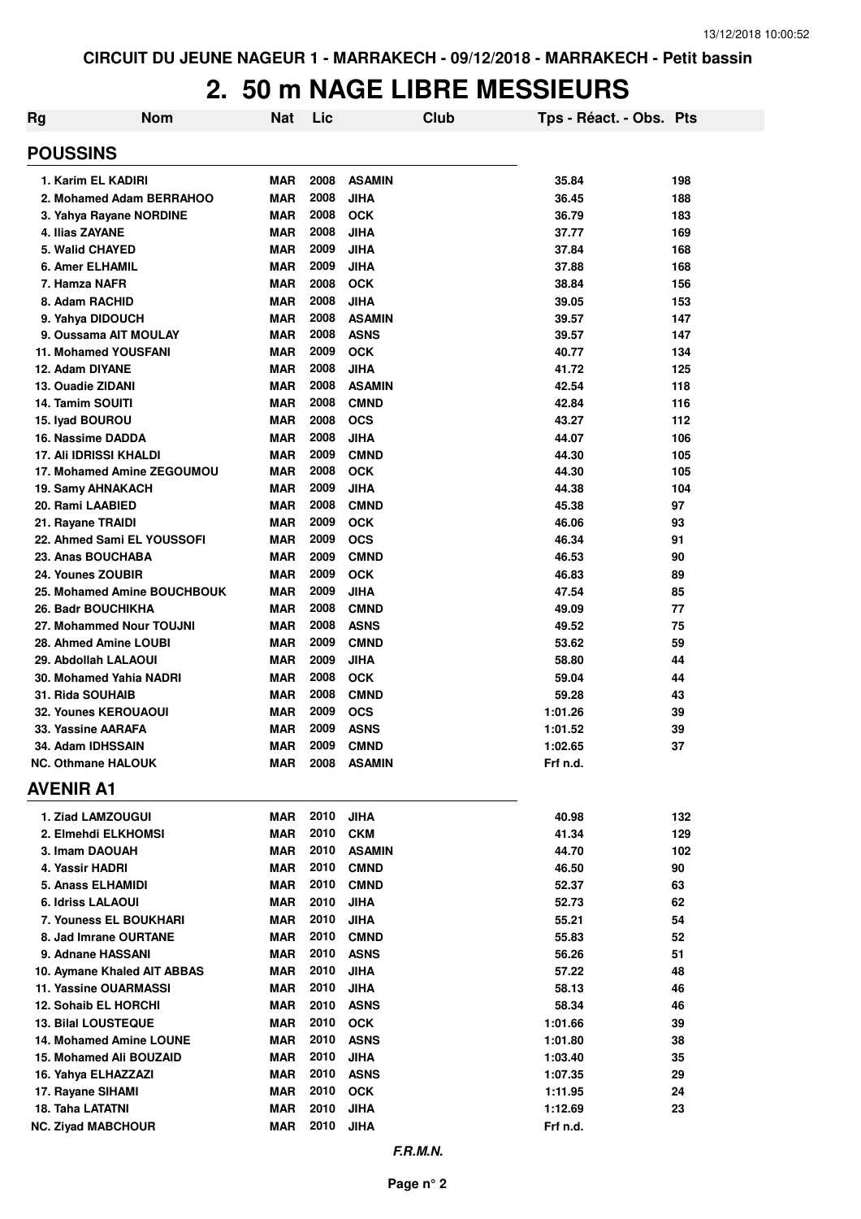CIRCUIT DU JEUNE NAGEUR 1 - MARRAKECH - 09/12/2018 - MARRAKECH - Petit bassin

# 2. 50 m NAGE LIBRE MESSIEURS

| Rg | Nom | Nat | Lic | Club | Tps - Réact. - Obs. | Pts |
|---|---|---|---|---|---|---|
| **POUSSINS** | | | | | | |
| 1. | Karim EL KADIRI | MAR | 2008 | ASAMIN | 35.84 | 198 |
| 2. | Mohamed Adam BERRAHOO | MAR | 2008 | JIHA | 36.45 | 188 |
| 3. | Yahya Rayane NORDINE | MAR | 2008 | OCK | 36.79 | 183 |
| 4. | Ilias ZAYANE | MAR | 2008 | JIHA | 37.77 | 169 |
| 5. | Walid CHAYED | MAR | 2009 | JIHA | 37.84 | 168 |
| 6. | Amer ELHAMIL | MAR | 2009 | JIHA | 37.88 | 168 |
| 7. | Hamza NAFR | MAR | 2008 | OCK | 38.84 | 156 |
| 8. | Adam RACHID | MAR | 2008 | JIHA | 39.05 | 153 |
| 9. | Yahya DIDOUCH | MAR | 2008 | ASAMIN | 39.57 | 147 |
| 9. | Oussama AIT MOULAY | MAR | 2008 | ASNS | 39.57 | 147 |
| 11. | Mohamed YOUSFANI | MAR | 2009 | OCK | 40.77 | 134 |
| 12. | Adam DIYANE | MAR | 2008 | JIHA | 41.72 | 125 |
| 13. | Ouadie ZIDANI | MAR | 2008 | ASAMIN | 42.54 | 118 |
| 14. | Tamim SOUITI | MAR | 2008 | CMND | 42.84 | 116 |
| 15. | Iyad BOUROU | MAR | 2008 | OCS | 43.27 | 112 |
| 16. | Nassime DADDA | MAR | 2008 | JIHA | 44.07 | 106 |
| 17. | Ali IDRISSI KHALDI | MAR | 2009 | CMND | 44.30 | 105 |
| 17. | Mohamed Amine ZEGOUMOU | MAR | 2008 | OCK | 44.30 | 105 |
| 19. | Samy AHNAKACH | MAR | 2009 | JIHA | 44.38 | 104 |
| 20. | Rami LAABIED | MAR | 2008 | CMND | 45.38 | 97 |
| 21. | Rayane TRAIDI | MAR | 2009 | OCK | 46.06 | 93 |
| 22. | Ahmed Sami EL YOUSSOFI | MAR | 2009 | OCS | 46.34 | 91 |
| 23. | Anas BOUCHABA | MAR | 2009 | CMND | 46.53 | 90 |
| 24. | Younes ZOUBIR | MAR | 2009 | OCK | 46.83 | 89 |
| 25. | Mohamed Amine BOUCHBOUK | MAR | 2009 | JIHA | 47.54 | 85 |
| 26. | Badr BOUCHIKHA | MAR | 2008 | CMND | 49.09 | 77 |
| 27. | Mohammed Nour TOUJNI | MAR | 2008 | ASNS | 49.52 | 75 |
| 28. | Ahmed Amine LOUBI | MAR | 2009 | CMND | 53.62 | 59 |
| 29. | Abdollah LALAOUI | MAR | 2009 | JIHA | 58.80 | 44 |
| 30. | Mohamed Yahia NADRI | MAR | 2008 | OCK | 59.04 | 44 |
| 31. | Rida SOUHAIB | MAR | 2008 | CMND | 59.28 | 43 |
| 32. | Younes KEROUAOUI | MAR | 2009 | OCS | 1:01.26 | 39 |
| 33. | Yassine AARAFA | MAR | 2009 | ASNS | 1:01.52 | 39 |
| 34. | Adam IDHSSAIN | MAR | 2009 | CMND | 1:02.65 | 37 |
| NC. | Othmane HALOUK | MAR | 2008 | ASAMIN | Frf n.d. | |
| **AVENIR A1** | | | | | | |
| 1. | Ziad LAMZOUGUI | MAR | 2010 | JIHA | 40.98 | 132 |
| 2. | Elmehdi ELKHOMSI | MAR | 2010 | CKM | 41.34 | 129 |
| 3. | Imam DAOUAH | MAR | 2010 | ASAMIN | 44.70 | 102 |
| 4. | Yassir HADRI | MAR | 2010 | CMND | 46.50 | 90 |
| 5. | Anass ELHAMIDI | MAR | 2010 | CMND | 52.37 | 63 |
| 6. | Idriss LALAOUI | MAR | 2010 | JIHA | 52.73 | 62 |
| 7. | Youness EL BOUKHARI | MAR | 2010 | JIHA | 55.21 | 54 |
| 8. | Jad Imrane OURTANE | MAR | 2010 | CMND | 55.83 | 52 |
| 9. | Adnane HASSANI | MAR | 2010 | ASNS | 56.26 | 51 |
| 10. | Aymane Khaled AIT ABBAS | MAR | 2010 | JIHA | 57.22 | 48 |
| 11. | Yassine OUARMASSI | MAR | 2010 | JIHA | 58.13 | 46 |
| 12. | Sohaib EL HORCHI | MAR | 2010 | ASNS | 58.34 | 46 |
| 13. | Bilal LOUSTEQUE | MAR | 2010 | OCK | 1:01.66 | 39 |
| 14. | Mohamed Amine LOUNE | MAR | 2010 | ASNS | 1:01.80 | 38 |
| 15. | Mohamed Ali BOUZAID | MAR | 2010 | JIHA | 1:03.40 | 35 |
| 16. | Yahya ELHAZZAZI | MAR | 2010 | ASNS | 1:07.35 | 29 |
| 17. | Rayane SIHAMI | MAR | 2010 | OCK | 1:11.95 | 24 |
| 18. | Taha LATATNI | MAR | 2010 | JIHA | 1:12.69 | 23 |
| NC. | Ziyad MABCHOUR | MAR | 2010 | JIHA | Frf n.d. | |

*F.R.M.N.*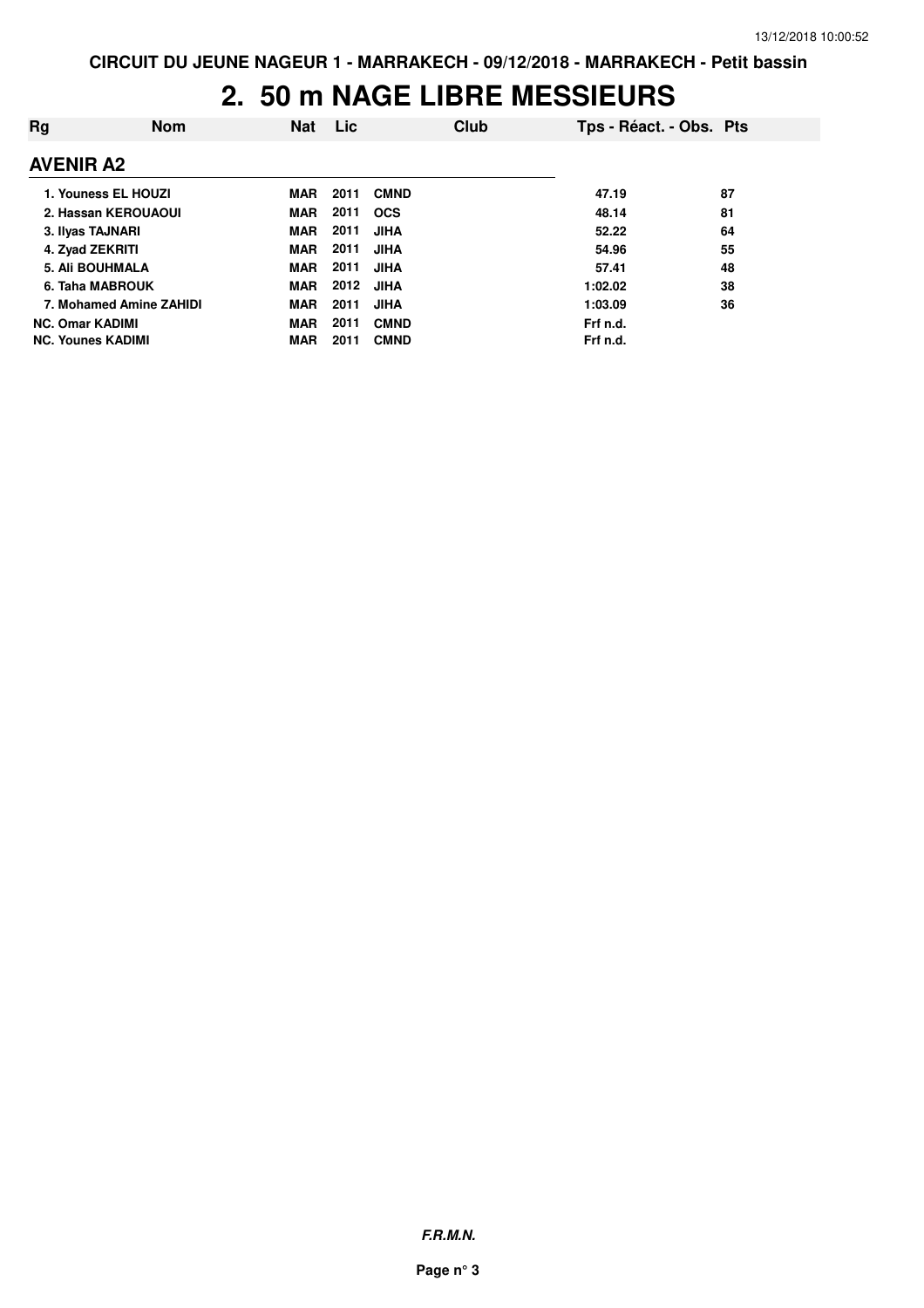# 2. 50 m NAGE LIBRE MESSIEURS

| Rg | Nom | Nat | Lic | Club | Tps - Réact. - Obs. | Pts |
|---|---|---|---|---|---|---|
| **AVENIR A2** | | | | | | |
| 1. | Youness EL HOUZI | MAR | 2011 | CMND | 47.19 | 87 |
| 2. | Hassan KEROUAOUI | MAR | 2011 | OCS | 48.14 | 81 |
| 3. | Ilyas TAJNARI | MAR | 2011 | JIHA | 52.22 | 64 |
| 4. | Zyad ZEKRITI | MAR | 2011 | JIHA | 54.96 | 55 |
| 5. | Ali BOUHMALA | MAR | 2011 | JIHA | 57.41 | 48 |
| 6. | Taha MABROUK | MAR | 2012 | JIHA | 1:02.02 | 38 |
| 7. | Mohamed Amine ZAHIDI | MAR | 2011 | JIHA | 1:03.09 | 36 |
| NC. | Omar KADIMI | MAR | 2011 | CMND | Frf n.d. | |
| NC. | Younes KADIMI | MAR | 2011 | CMND | Frf n.d. | |

***F.R.M.N.***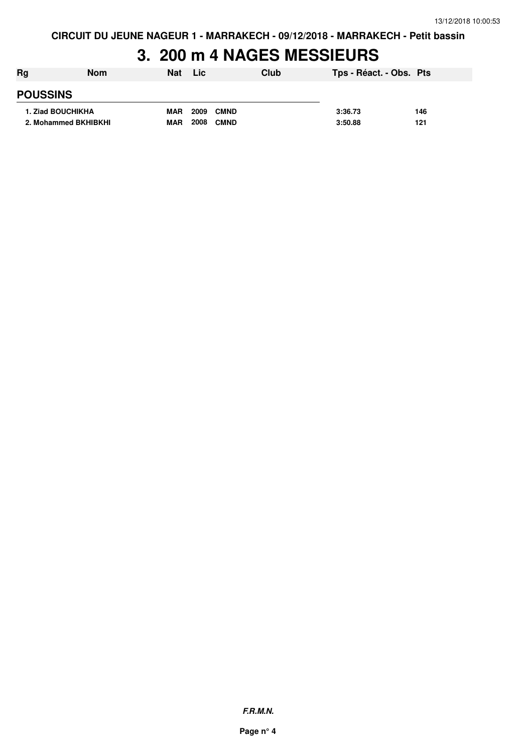# 3. 200 m 4 NAGES MESSIEURS

| Rg | Nom | Nat | Lic | Club | Tps - Réact. - Obs. | Pts |
|---|---|---|---|---|---|---|
| **POUSSINS** | | | | | | |
| 1. | Ziad BOUCHIKHA | MAR | 2009 | CMND | 3:36.73 | 146 |
| 2. | Mohammed BKHIBKHI | MAR | 2008 | CMND | 3:50.88 | 121 |

***F.R.M.N.***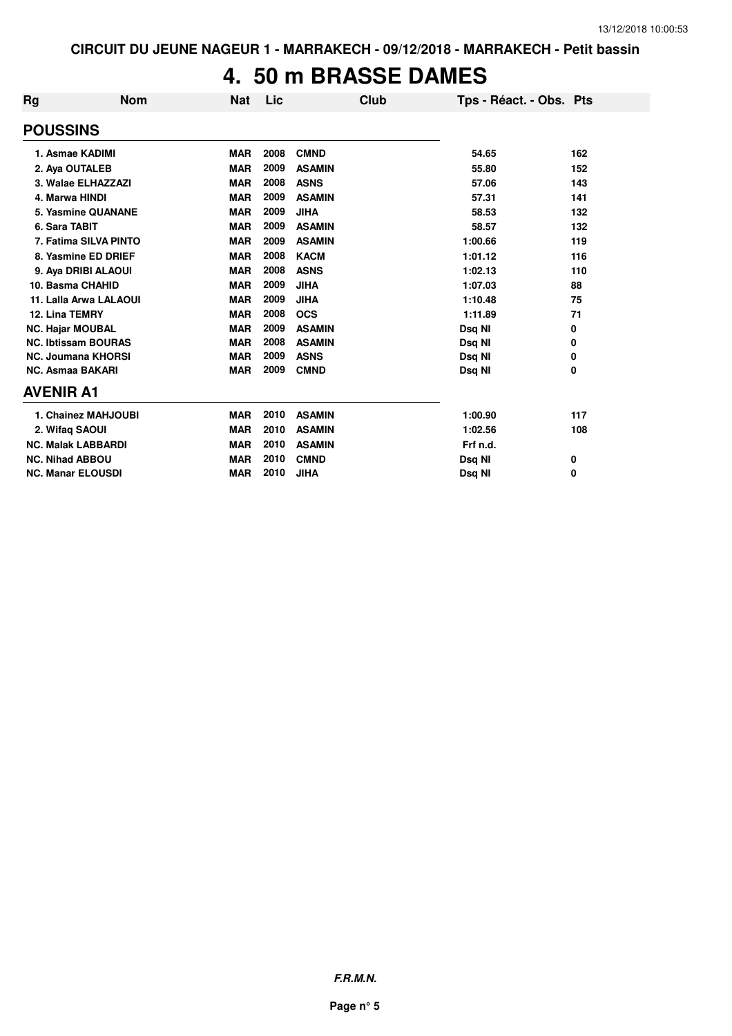# 4. 50 m BRASSE DAMES

| Rg | Nom | Nat | Lic | Club | Tps - Réact. - Obs. | Pts |
|---|---|---|---|---|---|---|
| **POUSSINS** | | | | | | |
| 1. Asmae KADIMI | | MAR | 2008 | CMND | 54.65 | 162 |
| 2. Aya OUTALEB | | MAR | 2009 | ASAMIN | 55.80 | 152 |
| 3. Walae ELHAZZAZI | | MAR | 2008 | ASNS | 57.06 | 143 |
| 4. Marwa HINDI | | MAR | 2009 | ASAMIN | 57.31 | 141 |
| 5. Yasmine QUANANE | | MAR | 2009 | JIHA | 58.53 | 132 |
| 6. Sara TABIT | | MAR | 2009 | ASAMIN | 58.57 | 132 |
| 7. Fatima SILVA PINTO | | MAR | 2009 | ASAMIN | 1:00.66 | 119 |
| 8. Yasmine ED DRIEF | | MAR | 2008 | KACM | 1:01.12 | 116 |
| 9. Aya DRIBI ALAOUI | | MAR | 2008 | ASNS | 1:02.13 | 110 |
| 10. Basma CHAHID | | MAR | 2009 | JIHA | 1:07.03 | 88 |
| 11. Lalla Arwa LALAOUI | | MAR | 2009 | JIHA | 1:10.48 | 75 |
| 12. Lina TEMRY | | MAR | 2008 | OCS | 1:11.89 | 71 |
| NC. Hajar MOUBAL | | MAR | 2009 | ASAMIN | Dsq NI | 0 |
| NC. Ibtissam BOURAS | | MAR | 2008 | ASAMIN | Dsq NI | 0 |
| NC. Joumana KHORSI | | MAR | 2009 | ASNS | Dsq NI | 0 |
| NC. Asmaa BAKARI | | MAR | 2009 | CMND | Dsq NI | 0 |
| **AVENIR A1** | | | | | | |
| 1. Chainez MAHJOUBI | | MAR | 2010 | ASAMIN | 1:00.90 | 117 |
| 2. Wifaq SAOUI | | MAR | 2010 | ASAMIN | 1:02.56 | 108 |
| NC. Malak LABBARDI | | MAR | 2010 | ASAMIN | Frf n.d. | |
| NC. Nihad ABBOU | | MAR | 2010 | CMND | Dsq NI | 0 |
| NC. Manar ELOUSDI | | MAR | 2010 | JIHA | Dsq NI | 0 |

***F.R.M.N.***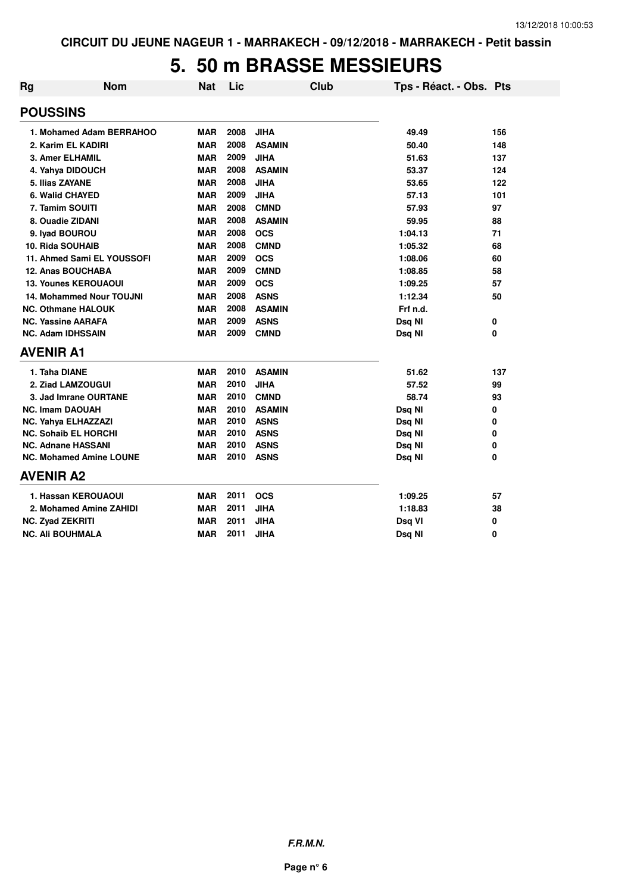CIRCUIT DU JEUNE NAGEUR 1 - MARRAKECH - 09/12/2018 - MARRAKECH - Petit bassin

# 5. 50 m BRASSE MESSIEURS

| Rg | Nom | Nat | Lic | Club | Tps - Réact. - Obs. | Pts |
|---|---|---|---|---|---|---|
| **POUSSINS** | | | | | | |
| 1. | Mohamed Adam BERRAHOO | MAR | 2008 | JIHA | 49.49 | 156 |
| 2. | Karim EL KADIRI | MAR | 2008 | ASAMIN | 50.40 | 148 |
| 3. | Amer ELHAMIL | MAR | 2009 | JIHA | 51.63 | 137 |
| 4. | Yahya DIDOUCH | MAR | 2008 | ASAMIN | 53.37 | 124 |
| 5. | Ilias ZAYANE | MAR | 2008 | JIHA | 53.65 | 122 |
| 6. | Walid CHAYED | MAR | 2009 | JIHA | 57.13 | 101 |
| 7. | Tamim SOUITI | MAR | 2008 | CMND | 57.93 | 97 |
| 8. | Ouadie ZIDANI | MAR | 2008 | ASAMIN | 59.95 | 88 |
| 9. | Iyad BOUROU | MAR | 2008 | OCS | 1:04.13 | 71 |
| 10. | Rida SOUHAIB | MAR | 2008 | CMND | 1:05.32 | 68 |
| 11. | Ahmed Sami EL YOUSSOFI | MAR | 2009 | OCS | 1:08.06 | 60 |
| 12. | Anas BOUCHABA | MAR | 2009 | CMND | 1:08.85 | 58 |
| 13. | Younes KEROUAOUI | MAR | 2009 | OCS | 1:09.25 | 57 |
| 14. | Mohammed Nour TOUJNI | MAR | 2008 | ASNS | 1:12.34 | 50 |
| NC. | Othmane HALOUK | MAR | 2008 | ASAMIN | Frf n.d. | |
| NC. | Yassine AARAFA | MAR | 2009 | ASNS | Dsq NI | 0 |
| NC. | Adam IDHSSAIN | MAR | 2009 | CMND | Dsq NI | 0 |
| **AVENIR A1** | | | | | | |
| 1. | Taha DIANE | MAR | 2010 | ASAMIN | 51.62 | 137 |
| 2. | Ziad LAMZOUGUI | MAR | 2010 | JIHA | 57.52 | 99 |
| 3. | Jad Imrane OURTANE | MAR | 2010 | CMND | 58.74 | 93 |
| NC. | Imam DAOUAH | MAR | 2010 | ASAMIN | Dsq NI | 0 |
| NC. | Yahya ELHAZZAZI | MAR | 2010 | ASNS | Dsq NI | 0 |
| NC. | Sohaib EL HORCHI | MAR | 2010 | ASNS | Dsq NI | 0 |
| NC. | Adnane HASSANI | MAR | 2010 | ASNS | Dsq NI | 0 |
| NC. | Mohamed Amine LOUNE | MAR | 2010 | ASNS | Dsq NI | 0 |
| **AVENIR A2** | | | | | | |
| 1. | Hassan KEROUAOUI | MAR | 2011 | OCS | 1:09.25 | 57 |
| 2. | Mohamed Amine ZAHIDI | MAR | 2011 | JIHA | 1:18.83 | 38 |
| NC. | Zyad ZEKRITI | MAR | 2011 | JIHA | Dsq VI | 0 |
| NC. | Ali BOUHMALA | MAR | 2011 | JIHA | Dsq NI | 0 |

*F.R.M.N.*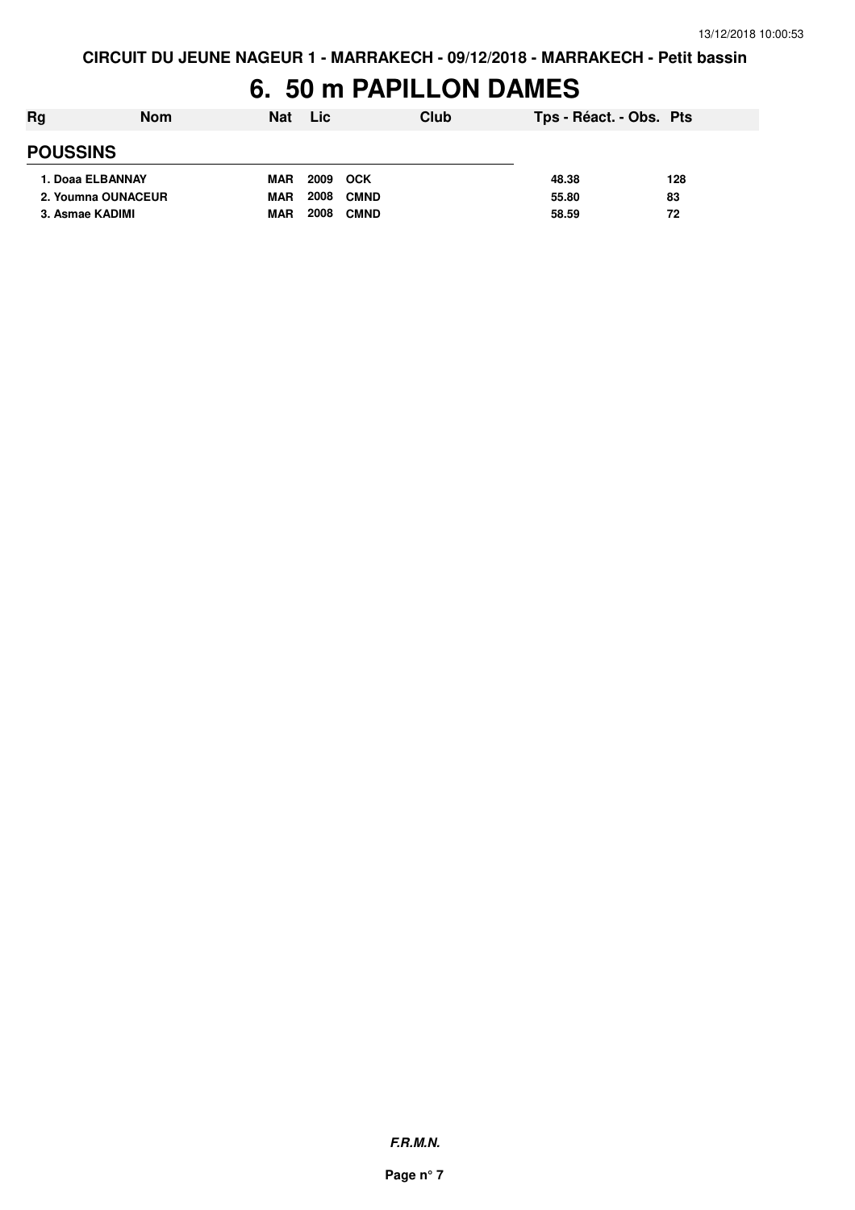CIRCUIT DU JEUNE NAGEUR 1 - MARRAKECH - 09/12/2018 - MARRAKECH - Petit bassin

# 6. 50 m PAPILLON DAMES

| Rg | Nom | Nat | Lic | Club | Tps - Réact. - Obs. | Pts |
|---|---|---|---|---|---|---|
| **POUSSINS** | | | | | | |
| 1. | Doaa ELBANNAY | MAR | 2009 | OCK | 48.38 | 128 |
| 2. | Youmna OUNACEUR | MAR | 2008 | CMND | 55.80 | 83 |
| 3. | Asmae KADIMI | MAR | 2008 | CMND | 58.59 | 72 |

*F.R.M.N.*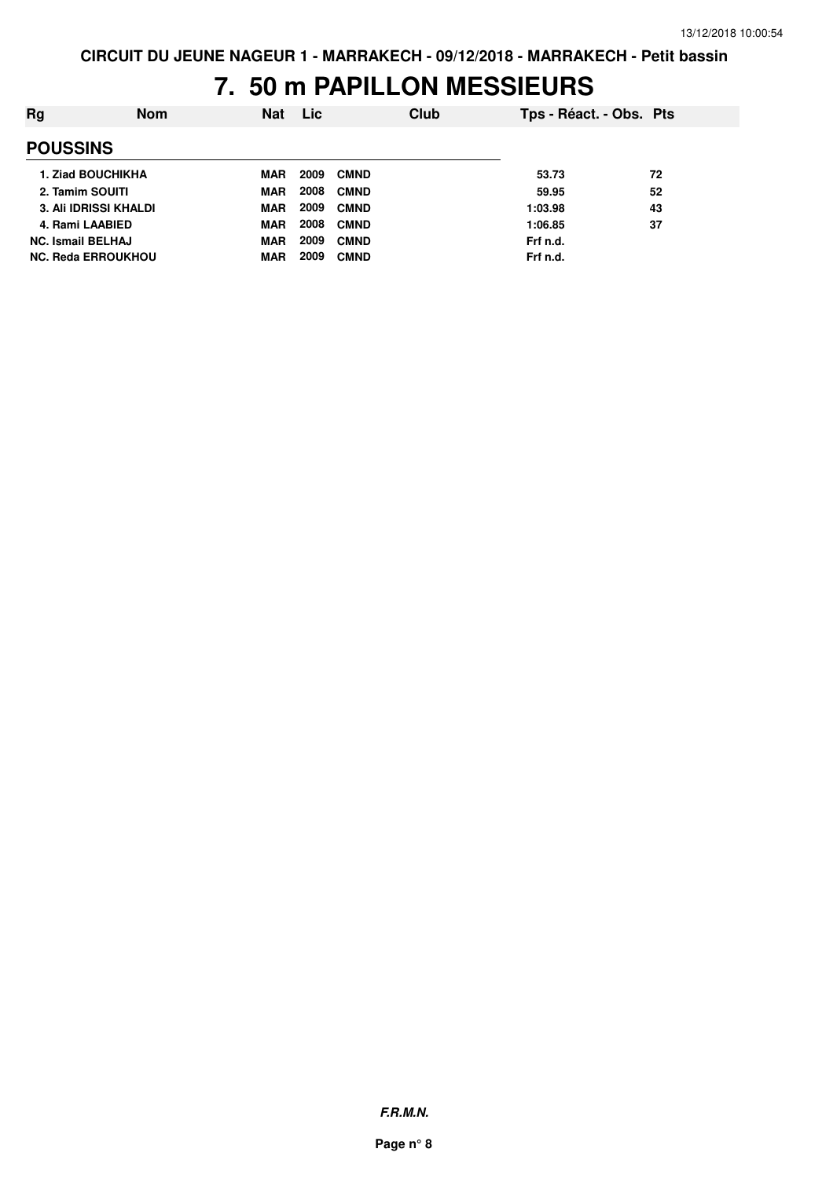# 7. 50 m PAPILLON MESSIEURS

| Rg | Nom | Nat | Lic | Club | Tps - Réact. - Obs. | Pts |
|---|---|---|---|---|---|---|
| **POUSSINS** | | | | | | |
| 1. | Ziad BOUCHIKHA | MAR | 2009 | CMND | 53.73 | 72 |
| 2. | Tamim SOUITI | MAR | 2008 | CMND | 59.95 | 52 |
| 3. | Ali IDRISSI KHALDI | MAR | 2009 | CMND | 1:03.98 | 43 |
| 4. | Rami LAABIED | MAR | 2008 | CMND | 1:06.85 | 37 |
| NC. | Ismail BELHAJ | MAR | 2009 | CMND | Frf n.d. | |
| NC. | Reda ERROUKHOU | MAR | 2009 | CMND | Frf n.d. | |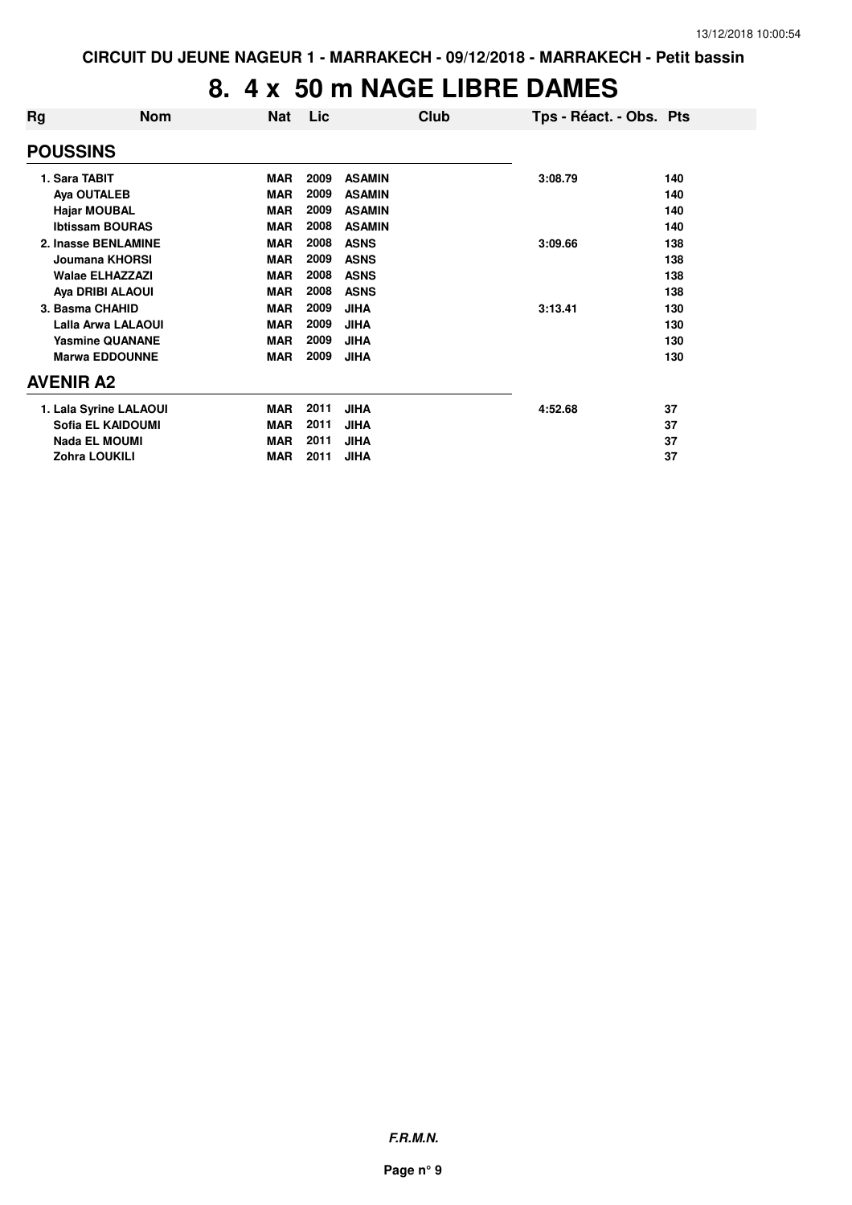CIRCUIT DU JEUNE NAGEUR 1 - MARRAKECH - 09/12/2018 - MARRAKECH - Petit bassin

# 8. 4 x 50 m NAGE LIBRE DAMES

| Rg | Nom | Nat | Lic | Club | Tps - Réact. - Obs. | Pts |
|---|---|---|---|---|---|---|
| **POUSSINS** | | | | | | |
| 1. | Sara TABIT | MAR | 2009 | ASAMIN | 3:08.79 | 140 |
| | Aya OUTALEB | MAR | 2009 | ASAMIN | | 140 |
| | Hajar MOUBAL | MAR | 2009 | ASAMIN | | 140 |
| | Ibtissam BOURAS | MAR | 2008 | ASAMIN | | 140 |
| 2. | Inasse BENLAMINE | MAR | 2008 | ASNS | 3:09.66 | 138 |
| | Joumana KHORSI | MAR | 2009 | ASNS | | 138 |
| | Walae ELHAZZAZI | MAR | 2008 | ASNS | | 138 |
| | Aya DRIBI ALAOUI | MAR | 2008 | ASNS | | 138 |
| 3. | Basma CHAHID | MAR | 2009 | JIHA | 3:13.41 | 130 |
| | Lalla Arwa LALAOUI | MAR | 2009 | JIHA | | 130 |
| | Yasmine QUANANE | MAR | 2009 | JIHA | | 130 |
| | Marwa EDDOUNNE | MAR | 2009 | JIHA | | 130 |
| **AVENIR A2** | | | | | | |
| 1. | Lala Syrine LALAOUI | MAR | 2011 | JIHA | 4:52.68 | 37 |
| | Sofia EL KAIDOUMI | MAR | 2011 | JIHA | | 37 |
| | Nada EL MOUMI | MAR | 2011 | JIHA | | 37 |
| | Zohra LOUKILI | MAR | 2011 | JIHA | | 37 |

*F.R.M.N.*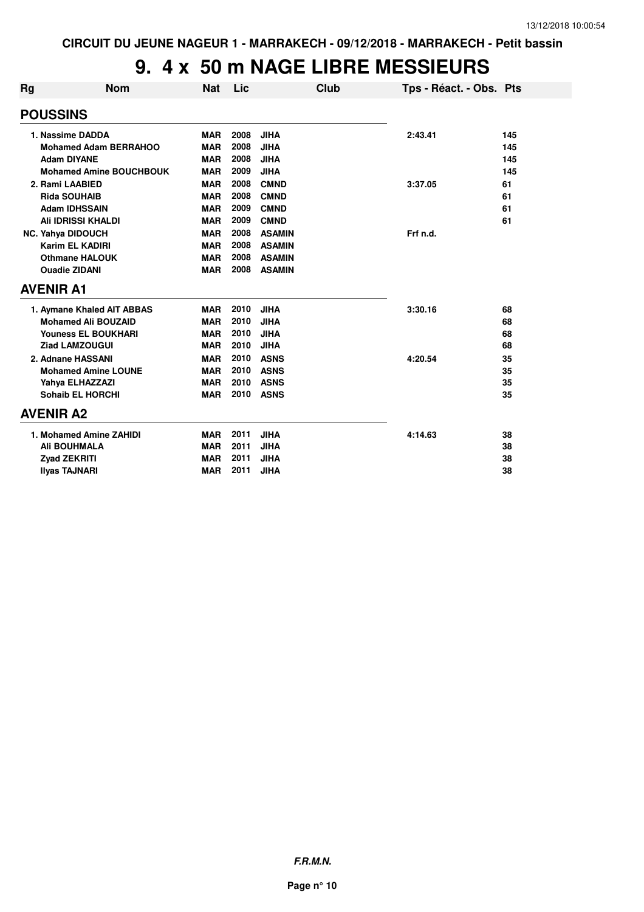CIRCUIT DU JEUNE NAGEUR 1 - MARRAKECH - 09/12/2018 - MARRAKECH - Petit bassin

# 9. 4 x 50 m NAGE LIBRE MESSIEURS

| Rg | Nom | Nat | Lic | Club | Tps - Réact. - Obs. | Pts |
|---|---|---|---|---|---|---|
| **POUSSINS** | | | | | | |
| 1. | Nassime DADDA | MAR | 2008 | JIHA | 2:43.41 | 145 |
| | Mohamed Adam BERRAHOO | MAR | 2008 | JIHA | | 145 |
| | Adam DIYANE | MAR | 2008 | JIHA | | 145 |
| | Mohamed Amine BOUCHBOUK | MAR | 2009 | JIHA | | 145 |
| 2. | Rami LAABIED | MAR | 2008 | CMND | 3:37.05 | 61 |
| | Rida SOUHAIB | MAR | 2008 | CMND | | 61 |
| | Adam IDHSSAIN | MAR | 2009 | CMND | | 61 |
| | Ali IDRISSI KHALDI | MAR | 2009 | CMND | | 61 |
| NC. | Yahya DIDOUCH | MAR | 2008 | ASAMIN | Frf n.d. | |
| | Karim EL KADIRI | MAR | 2008 | ASAMIN | | |
| | Othmane HALOUK | MAR | 2008 | ASAMIN | | |
| | Ouadie ZIDANI | MAR | 2008 | ASAMIN | | |
| **AVENIR A1** | | | | | | |
| 1. | Aymane Khaled AIT ABBAS | MAR | 2010 | JIHA | 3:30.16 | 68 |
| | Mohamed Ali BOUZAID | MAR | 2010 | JIHA | | 68 |
| | Youness EL BOUKHARI | MAR | 2010 | JIHA | | 68 |
| | Ziad LAMZOUGUI | MAR | 2010 | JIHA | | 68 |
| 2. | Adnane HASSANI | MAR | 2010 | ASNS | 4:20.54 | 35 |
| | Mohamed Amine LOUNE | MAR | 2010 | ASNS | | 35 |
| | Yahya ELHAZZAZI | MAR | 2010 | ASNS | | 35 |
| | Sohaib EL HORCHI | MAR | 2010 | ASNS | | 35 |
| **AVENIR A2** | | | | | | |
| 1. | Mohamed Amine ZAHIDI | MAR | 2011 | JIHA | 4:14.63 | 38 |
| | Ali BOUHMALA | MAR | 2011 | JIHA | | 38 |
| | Zyad ZEKRITI | MAR | 2011 | JIHA | | 38 |
| | Ilyas TAJNARI | MAR | 2011 | JIHA | | 38 |

*F.R.M.N.*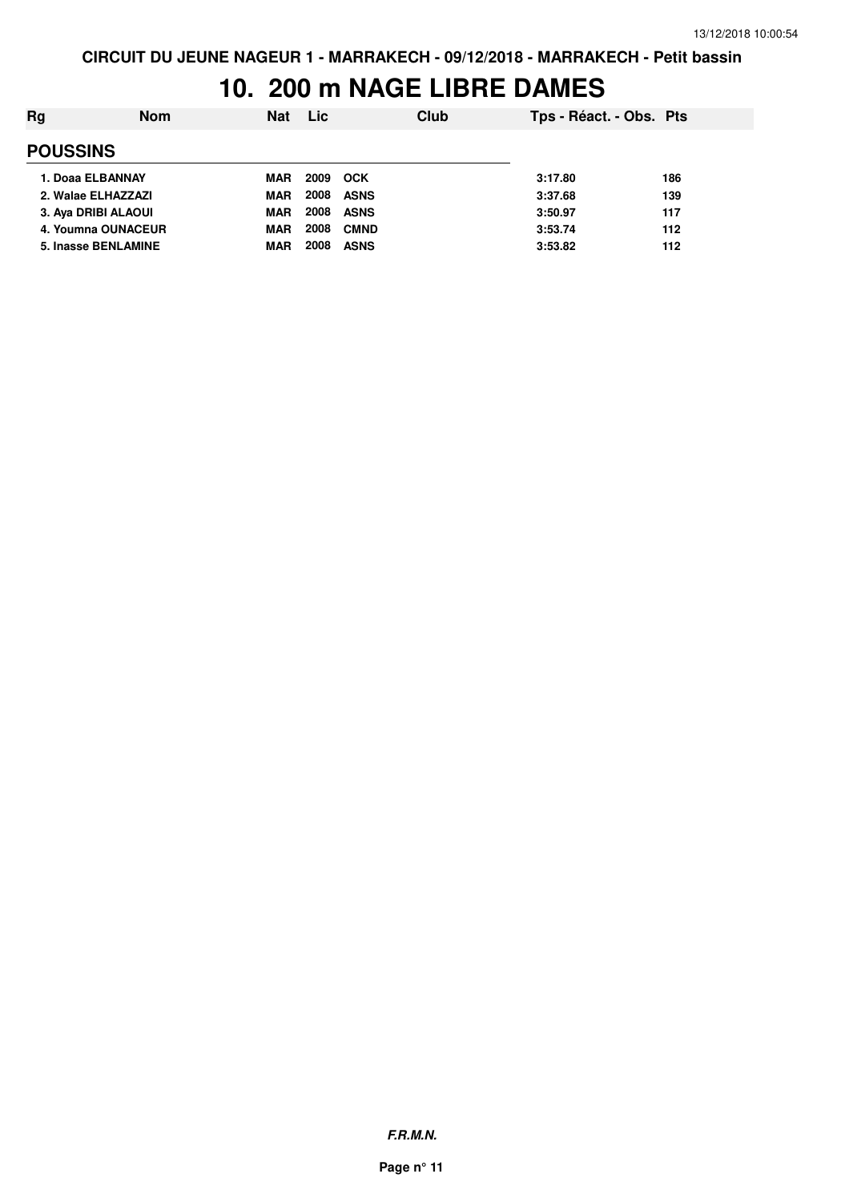CIRCUIT DU JEUNE NAGEUR 1 - MARRAKECH - 09/12/2018 - MARRAKECH - Petit bassin

# 10. 200 m NAGE LIBRE DAMES

| Rg | Nom | Nat | Lic | Club | Tps - Réact. - Obs. | Pts |
|---|---|---|---|---|---|---|
| **POUSSINS** | | | | | | |
| 1. | Doaa ELBANNAY | MAR | 2009 | OCK | 3:17.80 | 186 |
| 2. | Walae ELHAZZAZI | MAR | 2008 | ASNS | 3:37.68 | 139 |
| 3. | Aya DRIBI ALAOUI | MAR | 2008 | ASNS | 3:50.97 | 117 |
| 4. | Youmna OUNACEUR | MAR | 2008 | CMND | 3:53.74 | 112 |
| 5. | Inasse BENLAMINE | MAR | 2008 | ASNS | 3:53.82 | 112 |

*F.R.M.N.*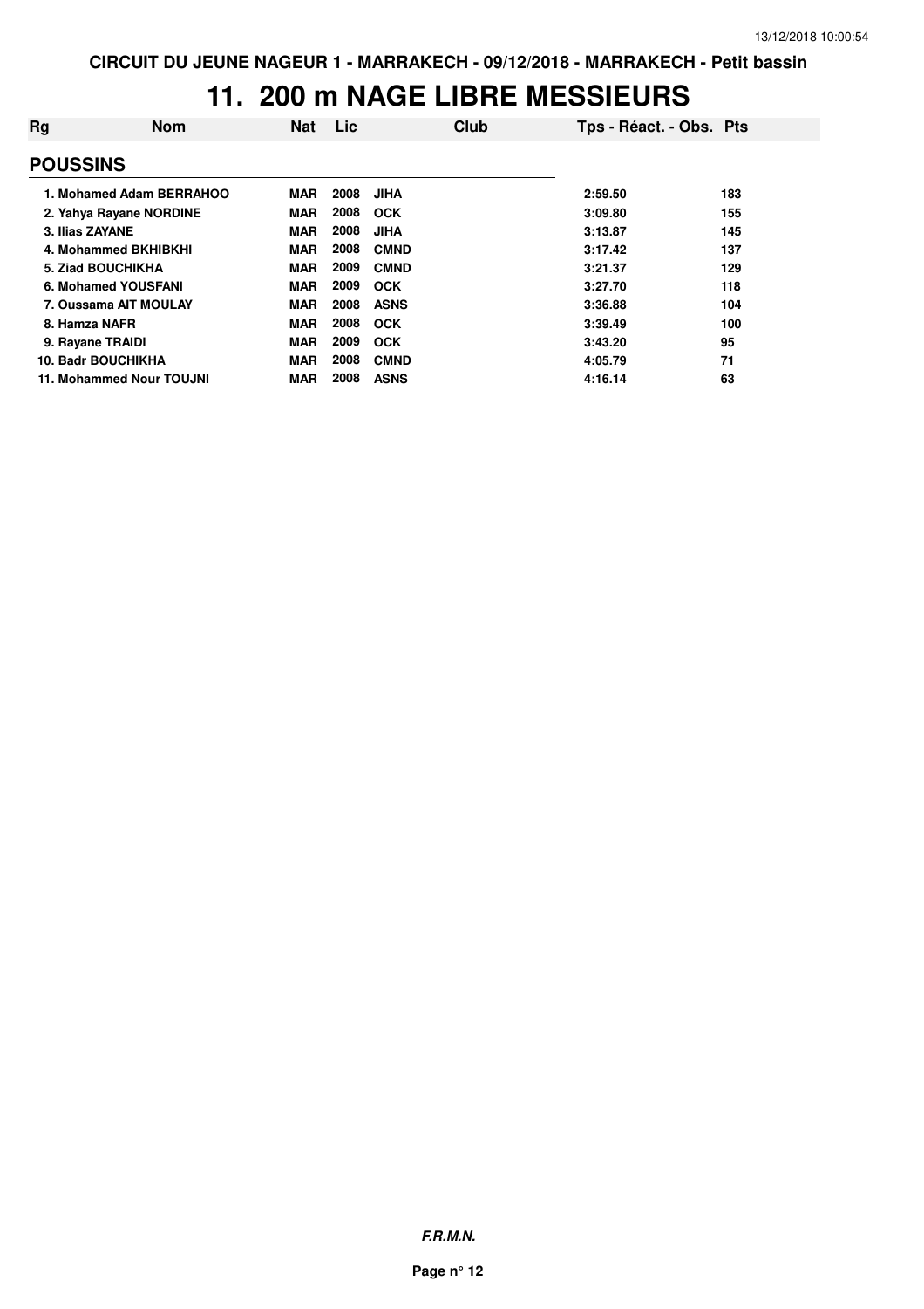# 11. 200 m NAGE LIBRE MESSIEURS

| Rg | Nom | Nat | Lic | Club | Tps - Réact. - Obs. | Pts |
|---|---|---|---|---|---|---|
| **POUSSINS** | | | | | | |
| 1. | Mohamed Adam BERRAHOO | MAR | 2008 | JIHA | 2:59.50 | 183 |
| 2. | Yahya Rayane NORDINE | MAR | 2008 | OCK | 3:09.80 | 155 |
| 3. | Ilias ZAYANE | MAR | 2008 | JIHA | 3:13.87 | 145 |
| 4. | Mohammed BKHIBKHI | MAR | 2008 | CMND | 3:17.42 | 137 |
| 5. | Ziad BOUCHIKHA | MAR | 2009 | CMND | 3:21.37 | 129 |
| 6. | Mohamed YOUSFANI | MAR | 2009 | OCK | 3:27.70 | 118 |
| 7. | Oussama AIT MOULAY | MAR | 2008 | ASNS | 3:36.88 | 104 |
| 8. | Hamza NAFR | MAR | 2008 | OCK | 3:39.49 | 100 |
| 9. | Rayane TRAIDI | MAR | 2009 | OCK | 3:43.20 | 95 |
| 10. | Badr BOUCHIKHA | MAR | 2008 | CMND | 4:05.79 | 71 |
| 11. | Mohammed Nour TOUJNI | MAR | 2008 | ASNS | 4:16.14 | 63 |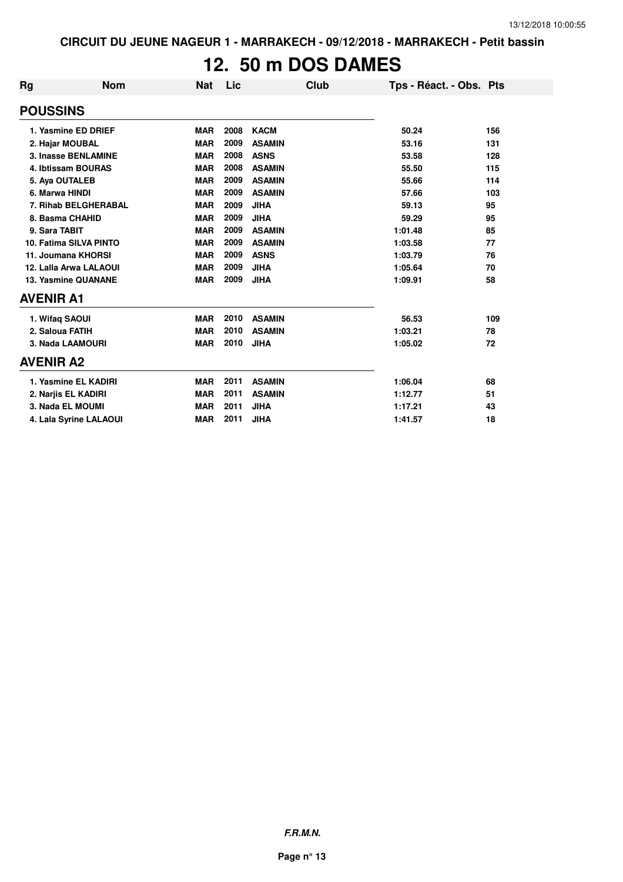CIRCUIT DU JEUNE NAGEUR 1 - MARRAKECH - 09/12/2018 - MARRAKECH - Petit bassin

# 12. 50 m DOS DAMES

| Rg | Nom | Nat | Lic | Club | Tps - Réact. - Obs. | Pts |
|---|---|---|---|---|---|---|
| **POUSSINS** | | | | | | |
| 1. Yasmine ED DRIEF | | MAR | 2008 | KACM | 50.24 | 156 |
| 2. Hajar MOUBAL | | MAR | 2009 | ASAMIN | 53.16 | 131 |
| 3. Inasse BENLAMINE | | MAR | 2008 | ASNS | 53.58 | 128 |
| 4. Ibtissam BOURAS | | MAR | 2008 | ASAMIN | 55.50 | 115 |
| 5. Aya OUTALEB | | MAR | 2009 | ASAMIN | 55.66 | 114 |
| 6. Marwa HINDI | | MAR | 2009 | ASAMIN | 57.66 | 103 |
| 7. Rihab BELGHERABAL | | MAR | 2009 | JIHA | 59.13 | 95 |
| 8. Basma CHAHID | | MAR | 2009 | JIHA | 59.29 | 95 |
| 9. Sara TABIT | | MAR | 2009 | ASAMIN | 1:01.48 | 85 |
| 10. Fatima SILVA PINTO | | MAR | 2009 | ASAMIN | 1:03.58 | 77 |
| 11. Joumana KHORSI | | MAR | 2009 | ASNS | 1:03.79 | 76 |
| 12. Lalla Arwa LALAOUI | | MAR | 2009 | JIHA | 1:05.64 | 70 |
| 13. Yasmine QUANANE | | MAR | 2009 | JIHA | 1:09.91 | 58 |
| **AVENIR A1** | | | | | | |
| 1. Wifaq SAOUI | | MAR | 2010 | ASAMIN | 56.53 | 109 |
| 2. Saloua FATIH | | MAR | 2010 | ASAMIN | 1:03.21 | 78 |
| 3. Nada LAAMOURI | | MAR | 2010 | JIHA | 1:05.02 | 72 |
| **AVENIR A2** | | | | | | |
| 1. Yasmine EL KADIRI | | MAR | 2011 | ASAMIN | 1:06.04 | 68 |
| 2. Narjis EL KADIRI | | MAR | 2011 | ASAMIN | 1:12.77 | 51 |
| 3. Nada EL MOUMI | | MAR | 2011 | JIHA | 1:17.21 | 43 |
| 4. Lala Syrine LALAOUI | | MAR | 2011 | JIHA | 1:41.57 | 18 |

*F.R.M.N.*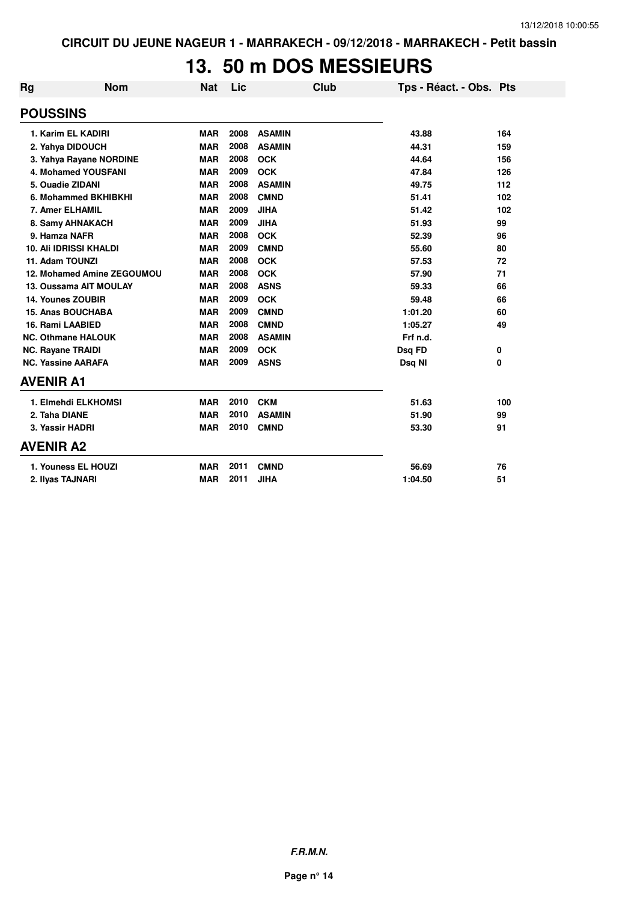# 13. 50 m DOS MESSIEURS

| Rg | Nom | Nat | Lic | Club | Tps - Réact. - Obs. | Pts |
|---|---|---|---|---|---|---|
| **POUSSINS** | | | | | | |
| 1. | Karim EL KADIRI | MAR | 2008 | ASAMIN | 43.88 | 164 |
| 2. | Yahya DIDOUCH | MAR | 2008 | ASAMIN | 44.31 | 159 |
| 3. | Yahya Rayane NORDINE | MAR | 2008 | OCK | 44.64 | 156 |
| 4. | Mohamed YOUSFANI | MAR | 2009 | OCK | 47.84 | 126 |
| 5. | Ouadie ZIDANI | MAR | 2008 | ASAMIN | 49.75 | 112 |
| 6. | Mohammed BKHIBKHI | MAR | 2008 | CMND | 51.41 | 102 |
| 7. | Amer ELHAMIL | MAR | 2009 | JIHA | 51.42 | 102 |
| 8. | Samy AHNAKACH | MAR | 2009 | JIHA | 51.93 | 99 |
| 9. | Hamza NAFR | MAR | 2008 | OCK | 52.39 | 96 |
| 10. | Ali IDRISSI KHALDI | MAR | 2009 | CMND | 55.60 | 80 |
| 11. | Adam TOUNZI | MAR | 2008 | OCK | 57.53 | 72 |
| 12. | Mohamed Amine ZEGOUMOU | MAR | 2008 | OCK | 57.90 | 71 |
| 13. | Oussama AIT MOULAY | MAR | 2008 | ASNS | 59.33 | 66 |
| 14. | Younes ZOUBIR | MAR | 2009 | OCK | 59.48 | 66 |
| 15. | Anas BOUCHABA | MAR | 2009 | CMND | 1:01.20 | 60 |
| 16. | Rami LAABIED | MAR | 2008 | CMND | 1:05.27 | 49 |
| NC. | Othmane HALOUK | MAR | 2008 | ASAMIN | Frf n.d. | |
| NC. | Rayane TRAIDI | MAR | 2009 | OCK | Dsq FD | 0 |
| NC. | Yassine AARAFA | MAR | 2009 | ASNS | Dsq NI | 0 |
| **AVENIR A1** | | | | | | |
| 1. | Elmehdi ELKHOMSI | MAR | 2010 | CKM | 51.63 | 100 |
| 2. | Taha DIANE | MAR | 2010 | ASAMIN | 51.90 | 99 |
| 3. | Yassir HADRI | MAR | 2010 | CMND | 53.30 | 91 |
| **AVENIR A2** | | | | | | |
| 1. | Youness EL HOUZI | MAR | 2011 | CMND | 56.69 | 76 |
| 2. | Ilyas TAJNARI | MAR | 2011 | JIHA | 1:04.50 | 51 |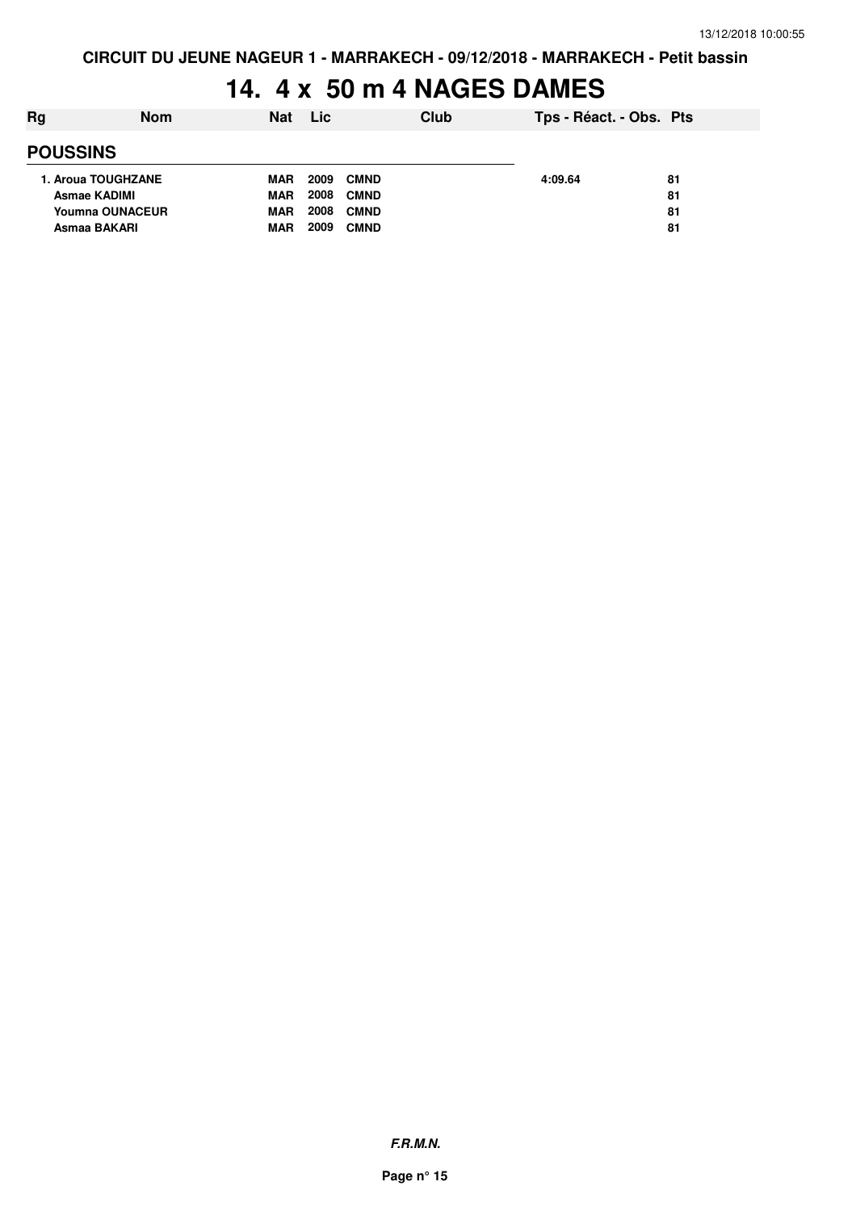CIRCUIT DU JEUNE NAGEUR 1 - MARRAKECH - 09/12/2018 - MARRAKECH - Petit bassin

# 14. 4 x 50 m 4 NAGES DAMES

| Rg | Nom | Nat | Lic | Club | Tps - Réact. - Obs. | Pts |
|---|---|---|---|---|---|---|
| **POUSSINS** | | | | | | |
| 1. | Aroua TOUGHZANE | MAR | 2009 | CMND | 4:09.64 | 81 |
| | Asmae KADIMI | MAR | 2008 | CMND | | 81 |
| | Youmna OUNACEUR | MAR | 2008 | CMND | | 81 |
| | Asmaa BAKARI | MAR | 2009 | CMND | | 81 |

*F.R.M.N.*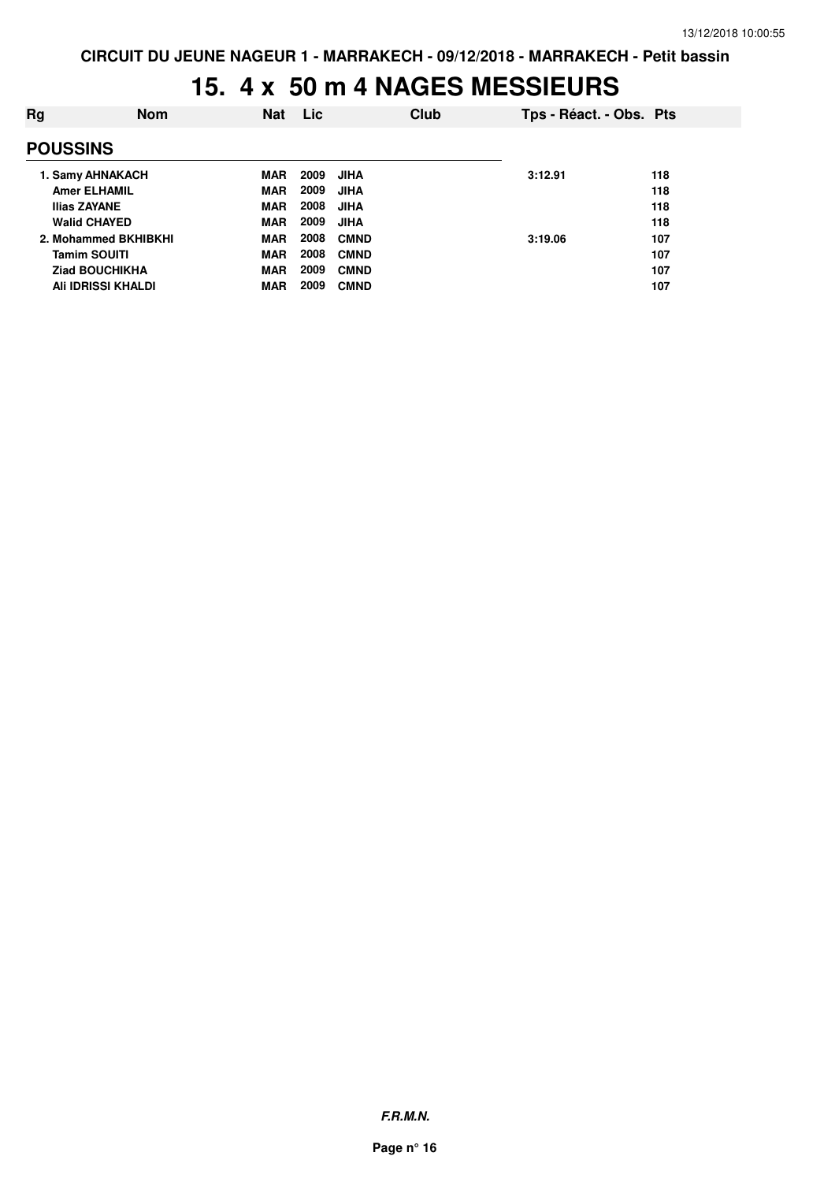# 15. 4 x 50 m 4 NAGES MESSIEURS

| Rg | Nom | Nat | Lic | Club | Tps - Réact. - Obs. | Pts |
|---|---|---|---|---|---|---|
| **POUSSINS** | | | | | | |
| 1. | Samy AHNAKACH | MAR | 2009 | JIHA | 3:12.91 | 118 |
| | Amer ELHAMIL | MAR | 2009 | JIHA | | 118 |
| | Ilias ZAYANE | MAR | 2008 | JIHA | | 118 |
| | Walid CHAYED | MAR | 2009 | JIHA | | 118 |
| 2. | Mohammed BKHIBKHI | MAR | 2008 | CMND | 3:19.06 | 107 |
| | Tamim SOUITI | MAR | 2008 | CMND | | 107 |
| | Ziad BOUCHIKHA | MAR | 2009 | CMND | | 107 |
| | Ali IDRISSI KHALDI | MAR | 2009 | CMND | | 107 |

***F.R.M.N.***